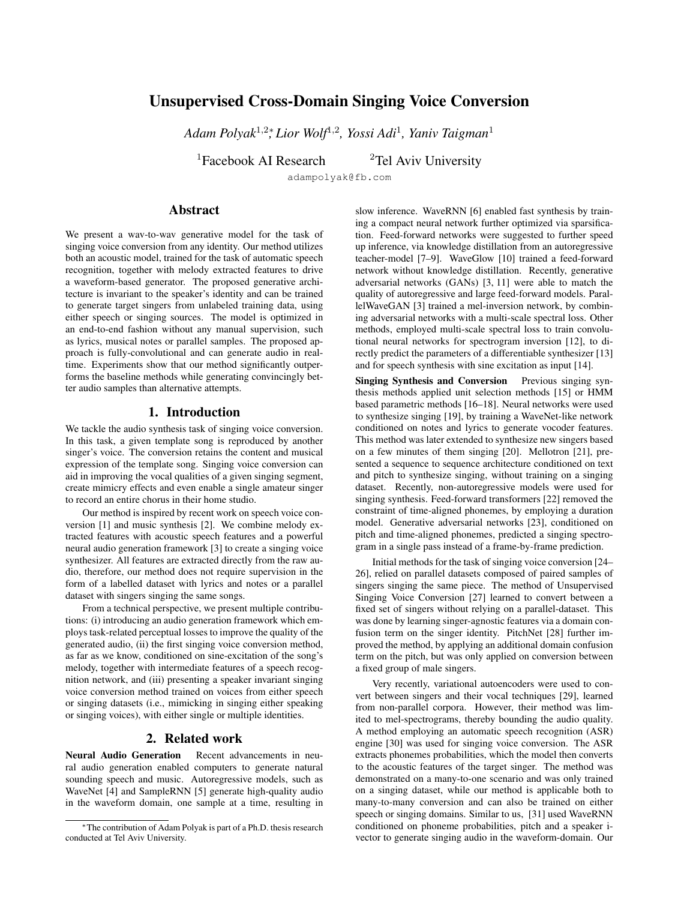# Unsupervised Cross-Domain Singing Voice Conversion

*Adam Polyak*[1,2]*, *Lior Wolf*[1,2], *Yossi Adi*[1], *Yaniv Taigman*[1]

[1]Facebook AI Research  [2]Tel Aviv University

adampolyak@fb.com

## Abstract

We present a wav-to-wav generative model for the task of singing voice conversion from any identity. Our method utilizes both an acoustic model, trained for the task of automatic speech recognition, together with melody extracted features to drive a waveform-based generator. The proposed generative architecture is invariant to the speaker's identity and can be trained to generate target singers from unlabeled training data, using either speech or singing sources. The model is optimized in an end-to-end fashion without any manual supervision, such as lyrics, musical notes or parallel samples. The proposed approach is fully-convolutional and can generate audio in real-time. Experiments show that our method significantly outperforms the baseline methods while generating convincingly better audio samples than alternative attempts.

## 1. Introduction

We tackle the audio synthesis task of singing voice conversion. In this task, a given template song is reproduced by another singer's voice. The conversion retains the content and musical expression of the template song. Singing voice conversion can aid in improving the vocal qualities of a given singing segment, create mimicry effects and even enable a single amateur singer to record an entire chorus in their home studio.

Our method is inspired by recent work on speech voice conversion [1] and music synthesis [2]. We combine melody extracted features with acoustic speech features and a powerful neural audio generation framework [3] to create a singing voice synthesizer. All features are extracted directly from the raw audio, therefore, our method does not require supervision in the form of a labelled dataset with lyrics and notes or a parallel dataset with singers singing the same songs.

From a technical perspective, we present multiple contributions: (i) introducing an audio generation framework which employs task-related perceptual losses to improve the quality of the generated audio, (ii) the first singing voice conversion method, as far as we know, conditioned on sine-excitation of the song's melody, together with intermediate features of a speech recognition network, and (iii) presenting a speaker invariant singing voice conversion method trained on voices from either speech or singing datasets (i.e., mimicking in singing either speaking or singing voices), with either single or multiple identities.

## 2. Related work

**Neural Audio Generation** Recent advancements in neural audio generation enabled computers to generate natural sounding speech and music. Autoregressive models, such as WaveNet [4] and SampleRNN [5] generate high-quality audio in the waveform domain, one sample at a time, resulting in slow inference. WaveRNN [6] enabled fast synthesis by training a compact neural network further optimized via sparsification. Feed-forward networks were suggested to further speed up inference, via knowledge distillation from an autoregressive teacher-model [7–9]. WaveGlow [10] trained a feed-forward network without knowledge distillation. Recently, generative adversarial networks (GANs) [3, 11] were able to match the quality of autoregressive and large feed-forward models. ParallelWaveGAN [3] trained a mel-inversion network, by combining adversarial networks with a multi-scale spectral loss. Other methods, employed multi-scale spectral loss to train convolutional neural networks for spectrogram inversion [12], to directly predict the parameters of a differentiable synthesizer [13] and for speech synthesis with sine excitation as input [14].

**Singing Synthesis and Conversion** Previous singing synthesis methods applied unit selection methods [15] or HMM based parametric methods [16–18]. Neural networks were used to synthesize singing [19], by training a WaveNet-like network conditioned on notes and lyrics to generate vocoder features. This method was later extended to synthesize new singers based on a few minutes of them singing [20]. Mellotron [21], presented a sequence to sequence architecture conditioned on text and pitch to synthesize singing, without training on a singing dataset. Recently, non-autoregressive models were used for singing synthesis. Feed-forward transformers [22] removed the constraint of time-aligned phonemes, by employing a duration model. Generative adversarial networks [23], conditioned on pitch and time-aligned phonemes, predicted a singing spectrogram in a single pass instead of a frame-by-frame prediction.

Initial methods for the task of singing voice conversion [24–26], relied on parallel datasets composed of paired samples of singers singing the same piece. The method of Unsupervised Singing Voice Conversion [27] learned to convert between a fixed set of singers without relying on a parallel-dataset. This was done by learning singer-agnostic features via a domain confusion term on the singer identity. PitchNet [28] further improved the method, by applying an additional domain confusion term on the pitch, but was only applied on conversion between a fixed group of male singers.

Very recently, variational autoencoders were used to convert between singers and their vocal techniques [29], learned from non-parallel corpora. However, their method was limited to mel-spectrograms, thereby bounding the audio quality. A method employing an automatic speech recognition (ASR) engine [30] was used for singing voice conversion. The ASR extracts phonemes probabilities, which the model then converts to the acoustic features of the target singer. The method was demonstrated on a many-to-one scenario and was only trained on a singing dataset, while our method is applicable both to many-to-many conversion and can also be trained on either speech or singing domains. Similar to us, [31] used WaveRNN conditioned on phoneme probabilities, pitch and a speaker i-vector to generate singing audio in the waveform-domain. Our

*The contribution of Adam Polyak is part of a Ph.D. thesis research conducted at Tel Aviv University.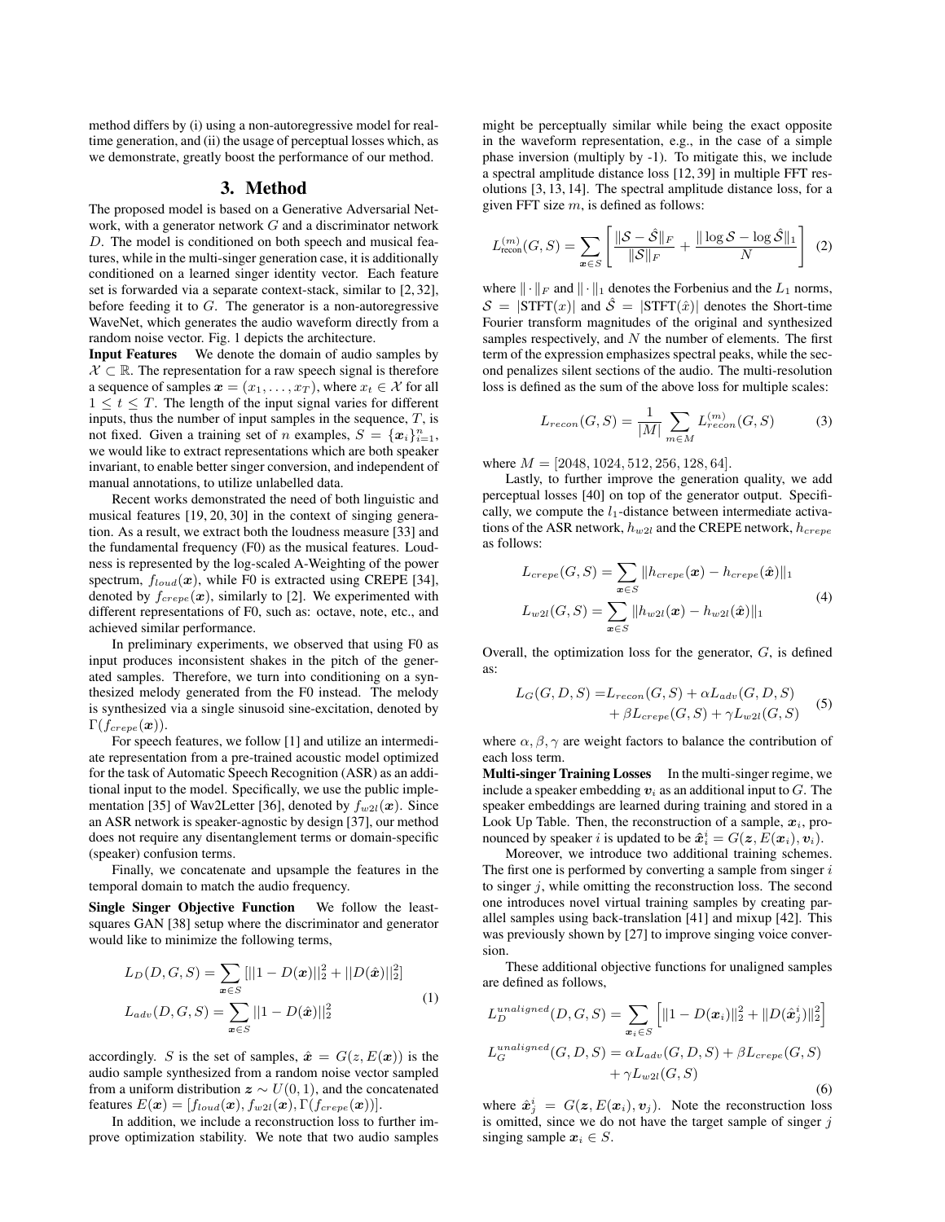method differs by (i) using a non-autoregressive model for real-time generation, and (ii) the usage of perceptual losses which, as we demonstrate, greatly boost the performance of our method.

## 3. Method

The proposed model is based on a Generative Adversarial Network, with a generator network $G$ and a discriminator network $D$. The model is conditioned on both speech and musical features, while in the multi-singer generation case, it is additionally conditioned on a learned singer identity vector. Each feature set is forwarded via a separate context-stack, similar to [2, 32], before feeding it to $G$. The generator is a non-autoregressive WaveNet, which generates the audio waveform directly from a random noise vector. Fig. 1 depicts the architecture.

**Input Features** We denote the domain of audio samples by $\mathcal{X} \subset \mathbb{R}$. The representation for a raw speech signal is therefore a sequence of samples $\boldsymbol{x} = (x_1, \ldots, x_T)$, where $x_t \in \mathcal{X}$ for all $1 \leq t \leq T$. The length of the input signal varies for different inputs, thus the number of input samples in the sequence, $T$, is not fixed. Given a training set of $n$ examples, $S = \{\boldsymbol{x}_i\}_{i=1}^n$, we would like to extract representations which are both speaker invariant, to enable better singer conversion, and independent of manual annotations, to utilize unlabelled data.

Recent works demonstrated the need of both linguistic and musical features [19, 20, 30] in the context of singing generation. As a result, we extract both the loudness measure [33] and the fundamental frequency (F0) as the musical features. Loudness is represented by the log-scaled A-Weighting of the power spectrum, $f_{loud}(\boldsymbol{x})$, while F0 is extracted using CREPE [34], denoted by $f_{crepe}(\boldsymbol{x})$, similarly to [2]. We experimented with different representations of F0, such as: octave, note, etc., and achieved similar performance.

In preliminary experiments, we observed that using F0 as input produces inconsistent shakes in the pitch of the generated samples. Therefore, we turn into conditioning on a synthesized melody generated from the F0 instead. The melody is synthesized via a single sinusoid sine-excitation, denoted by $\Gamma(f_{crepe}(\boldsymbol{x}))$.

For speech features, we follow [1] and utilize an intermediate representation from a pre-trained acoustic model optimized for the task of Automatic Speech Recognition (ASR) as an additional input to the model. Specifically, we use the public implementation [35] of Wav2Letter [36], denoted by $f_{w2l}(\boldsymbol{x})$. Since an ASR network is speaker-agnostic by design [37], our method does not require any disentanglement terms or domain-specific (speaker) confusion terms.

Finally, we concatenate and upsample the features in the temporal domain to match the audio frequency.

**Single Singer Objective Function** We follow the least-squares GAN [38] setup where the discriminator and generator would like to minimize the following terms,

$$
\begin{aligned}
L_D(D, G, S) &= \sum_{\boldsymbol{x} \in S} [||1 - D(\boldsymbol{x})||_2^2 + ||D(\hat{\boldsymbol{x}})||_2^2] \\
L_{adv}(D, G, S) &= \sum_{\boldsymbol{x} \in S} ||1 - D(\hat{\boldsymbol{x}})||_2^2
\end{aligned}
\tag{1}
$$

accordingly. $S$ is the set of samples, $\hat{\boldsymbol{x}} = G(z, E(\boldsymbol{x}))$ is the audio sample synthesized from a random noise vector sampled from a uniform distribution $\boldsymbol{z} \sim U(0, 1)$, and the concatenated features $E(\boldsymbol{x}) = [f_{loud}(\boldsymbol{x}), f_{w2l}(\boldsymbol{x}), \Gamma(f_{crepe}(\boldsymbol{x}))]$.

In addition, we include a reconstruction loss to further improve optimization stability. We note that two audio samples might be perceptually similar while being the exact opposite in the waveform representation, e.g., in the case of a simple phase inversion (multiply by -1). To mitigate this, we include a spectral amplitude distance loss [12, 39] in multiple FFT resolutions [3, 13, 14]. The spectral amplitude distance loss, for a given FFT size $m$, is defined as follows:

$$
L_{\text{recon}}^{(m)}(G, S) = \sum_{\boldsymbol{x} \in S} \left[ \frac{\|\mathcal{S} - \hat{\mathcal{S}}\|_F}{\|\mathcal{S}\|_F} + \frac{\|\log \mathcal{S} - \log \hat{\mathcal{S}}\|_1}{N} \right] \tag{2}
$$

where $\|\cdot\|_F$ and $\|\cdot\|_1$ denotes the Forbenius and the $L_1$ norms, $\mathcal{S} = |\text{STFT}(x)|$ and $\hat{\mathcal{S}} = |\text{STFT}(\hat{x})|$ denotes the Short-time Fourier transform magnitudes of the original and synthesized samples respectively, and $N$ the number of elements. The first term of the expression emphasizes spectral peaks, while the second penalizes silent sections of the audio. The multi-resolution loss is defined as the sum of the above loss for multiple scales:

$$
L_{recon}(G, S) = \frac{1}{|M|} \sum_{m \in M} L_{recon}^{(m)}(G, S) \tag{3}
$$

where $M = [2048, 1024, 512, 256, 128, 64]$.

Lastly, to further improve the generation quality, we add perceptual losses [40] on top of the generator output. Specifically, we compute the $l_1$-distance between intermediate activations of the ASR network, $h_{w2l}$ and the CREPE network, $h_{crepe}$ as follows:

$$
\begin{aligned}
L_{crepe}(G, S) &= \sum_{\boldsymbol{x} \in S} \|h_{crepe}(\boldsymbol{x}) - h_{crepe}(\hat{\boldsymbol{x}})\|_1 \\
L_{w2l}(G, S) &= \sum_{\boldsymbol{x} \in S} \|h_{w2l}(\boldsymbol{x}) - h_{w2l}(\hat{\boldsymbol{x}})\|_1
\end{aligned}
\tag{4}
$$

Overall, the optimization loss for the generator, $G$, is defined as:

$$
\begin{aligned}
L_G(G, D, S) = &L_{recon}(G, S) + \alpha L_{adv}(G, D, S) \\
&+ \beta L_{crepe}(G, S) + \gamma L_{w2l}(G, S)
\end{aligned}
\tag{5}
$$

where $\alpha, \beta, \gamma$ are weight factors to balance the contribution of each loss term.

**Multi-singer Training Losses** In the multi-singer regime, we include a speaker embedding $\boldsymbol{v}_i$ as an additional input to $G$. The speaker embeddings are learned during training and stored in a Look Up Table. Then, the reconstruction of a sample, $\boldsymbol{x}_i$, pronounced by speaker $i$ is updated to be $\hat{\boldsymbol{x}}_i^i = G(\boldsymbol{z}, E(\boldsymbol{x}_i), \boldsymbol{v}_i)$.

Moreover, we introduce two additional training schemes. The first one is performed by converting a sample from singer $i$ to singer $j$, while omitting the reconstruction loss. The second one introduces novel virtual training samples by creating parallel samples using back-translation [41] and mixup [42]. This was previously shown by [27] to improve singing voice conversion.

These additional objective functions for unaligned samples are defined as follows,

$$
\begin{aligned}
L_D^{unaligned}(D, G, S) &= \sum_{\boldsymbol{x}_i \in S} \left[ \|1 - D(\boldsymbol{x}_i)\|_2^2 + \|D(\hat{\boldsymbol{x}}_j^i)\|_2^2 \right] \\
L_G^{unaligned}(G, D, S) &= \alpha L_{adv}(G, D, S) + \beta L_{crepe}(G, S) \\
&\quad + \gamma L_{w2l}(G, S)
\end{aligned}
\tag{6}
$$

where $\hat{\boldsymbol{x}}_j^i = G(\boldsymbol{z}, E(\boldsymbol{x}_i), \boldsymbol{v}_j)$. Note the reconstruction loss is omitted, since we do not have the target sample of singer $j$ singing sample $\boldsymbol{x}_i \in S$.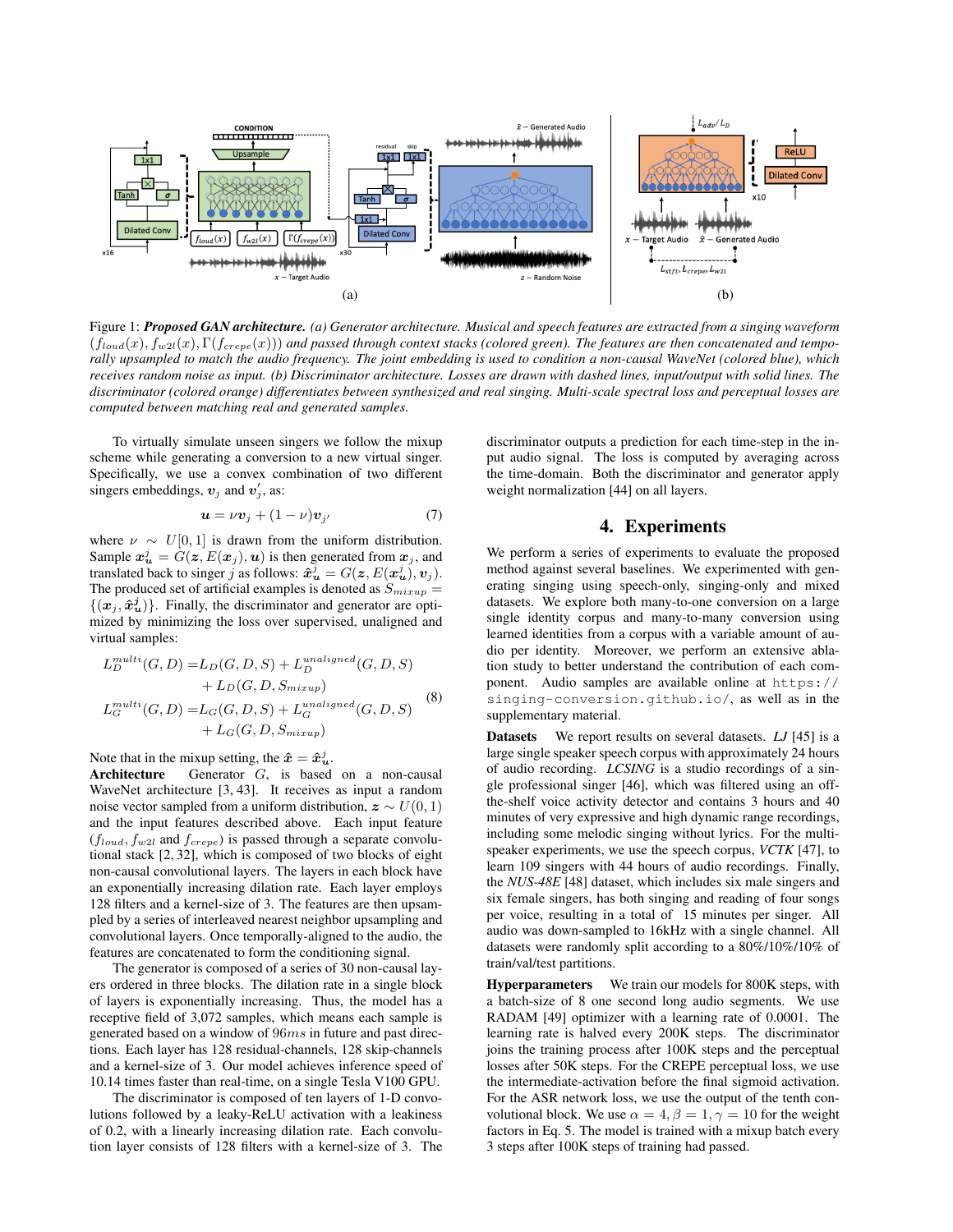Figure 1: ***Proposed GAN architecture.*** *(a) Generator architecture. Musical and speech features are extracted from a singing waveform* $(f_{loud}(x), f_{w2l}(x), \Gamma(f_{crepe}(x)))$ *and passed through context stacks (colored green). The features are then concatenated and temporally upsampled to match the audio frequency. The joint embedding is used to condition a non-causal WaveNet (colored blue), which receives random noise as input. (b) Discriminator architecture. Losses are drawn with dashed lines, input/output with solid lines. The discriminator (colored orange) differentiates between synthesized and real singing. Multi-scale spectral loss and perceptual losses are computed between matching real and generated samples.*

To virtually simulate unseen singers we follow the mixup scheme while generating a conversion to a new virtual singer. Specifically, we use a convex combination of two different singers embeddings, $\boldsymbol{v}_j$ and $\boldsymbol{v}'_j$, as:

$$\boldsymbol{u} = \nu \boldsymbol{v}_j + (1-\nu)\boldsymbol{v}_{j'} \tag{7}$$

where $\nu \sim U[0,1]$ is drawn from the uniform distribution. Sample $\boldsymbol{x}^j_{\boldsymbol{u}} = G(\boldsymbol{z}, E(\boldsymbol{x}_j), \boldsymbol{u})$ is then generated from $\boldsymbol{x}_j$, and translated back to singer $j$ as follows: $\hat{\boldsymbol{x}}^j_{\boldsymbol{u}} = G(\boldsymbol{z}, E(\boldsymbol{x}^j_{\boldsymbol{u}}), \boldsymbol{v}_j)$. The produced set of artificial examples is denoted as $S_{mixup} = \{(\boldsymbol{x}_j, \hat{\boldsymbol{x}}^j_{\boldsymbol{u}})\}$. Finally, the discriminator and generator are optimized by minimizing the loss over supervised, unaligned and virtual samples:

$$\begin{aligned}
L^{multi}_D(G,D) =& L_D(G,D,S) + L^{unaligned}_D(G,D,S) \\
&+ L_D(G,D,S_{mixup}) \\
L^{multi}_G(G,D) =& L_G(G,D,S) + L^{unaligned}_G(G,D,S) \\
&+ L_G(G,D,S_{mixup})
\end{aligned} \tag{8}$$

Note that in the mixup setting, the $\hat{\boldsymbol{x}} = \hat{\boldsymbol{x}}^j_{\boldsymbol{u}}$.

**Architecture** Generator $G$, is based on a non-causal WaveNet architecture [3, 43]. It receives as input a random noise vector sampled from a uniform distribution, $\boldsymbol{z} \sim U(0,1)$ and the input features described above. Each input feature ($f_{loud}$, $f_{w2l}$ and $f_{crepe}$) is passed through a separate convolutional stack [2, 32], which is composed of two blocks of eight non-causal convolutional layers. The layers in each block have an exponentially increasing dilation rate. Each layer employs 128 filters and a kernel-size of 3. The features are then upsampled by a series of interleaved nearest neighbor upsampling and convolutional layers. Once temporally-aligned to the audio, the features are concatenated to form the conditioning signal.

The generator is composed of a series of 30 non-causal layers ordered in three blocks. The dilation rate in a single block of layers is exponentially increasing. Thus, the model has a receptive field of 3,072 samples, which means each sample is generated based on a window of $96ms$ in future and past directions. Each layer has 128 residual-channels, 128 skip-channels and a kernel-size of 3. Our model achieves inference speed of 10.14 times faster than real-time, on a single Tesla V100 GPU.

The discriminator is composed of ten layers of 1-D convolutions followed by a leaky-ReLU activation with a leakiness of 0.2, with a linearly increasing dilation rate. Each convolution layer consists of 128 filters with a kernel-size of 3. The discriminator outputs a prediction for each time-step in the input audio signal. The loss is computed by averaging across the time-domain. Both the discriminator and generator apply weight normalization [44] on all layers.

## 4. Experiments

We perform a series of experiments to evaluate the proposed method against several baselines. We experimented with generating singing using speech-only, singing-only and mixed datasets. We explore both many-to-one conversion on a large single identity corpus and many-to-many conversion using learned identities from a corpus with a variable amount of audio per identity. Moreover, we perform an extensive ablation study to better understand the contribution of each component. Audio samples are available online at https://singing-conversion.github.io/, as well as in the supplementary material.

**Datasets** We report results on several datasets. *LJ* [45] is a large single speaker speech corpus with approximately 24 hours of audio recording. *LCSING* is a studio recordings of a single professional singer [46], which was filtered using an off-the-shelf voice activity detector and contains 3 hours and 40 minutes of very expressive and high dynamic range recordings, including some melodic singing without lyrics. For the multi-speaker experiments, we use the speech corpus, *VCTK* [47], to learn 109 singers with 44 hours of audio recordings. Finally, the *NUS-48E* [48] dataset, which includes six male singers and six female singers, has both singing and reading of four songs per voice, resulting in a total of 15 minutes per singer. All audio was down-sampled to 16kHz with a single channel. All datasets were randomly split according to a 80%/10%/10% of train/val/test partitions.

**Hyperparameters** We train our models for 800K steps, with a batch-size of 8 one second long audio segments. We use RADAM [49] optimizer with a learning rate of 0.0001. The learning rate is halved every 200K steps. The discriminator joins the training process after 100K steps and the perceptual losses after 50K steps. For the CREPE perceptual loss, we use the intermediate-activation before the final sigmoid activation. For the ASR network loss, we use the output of the tenth convolutional block. We use $\alpha = 4, \beta = 1, \gamma = 10$ for the weight factors in Eq. 5. The model is trained with a mixup batch every 3 steps after 100K steps of training had passed.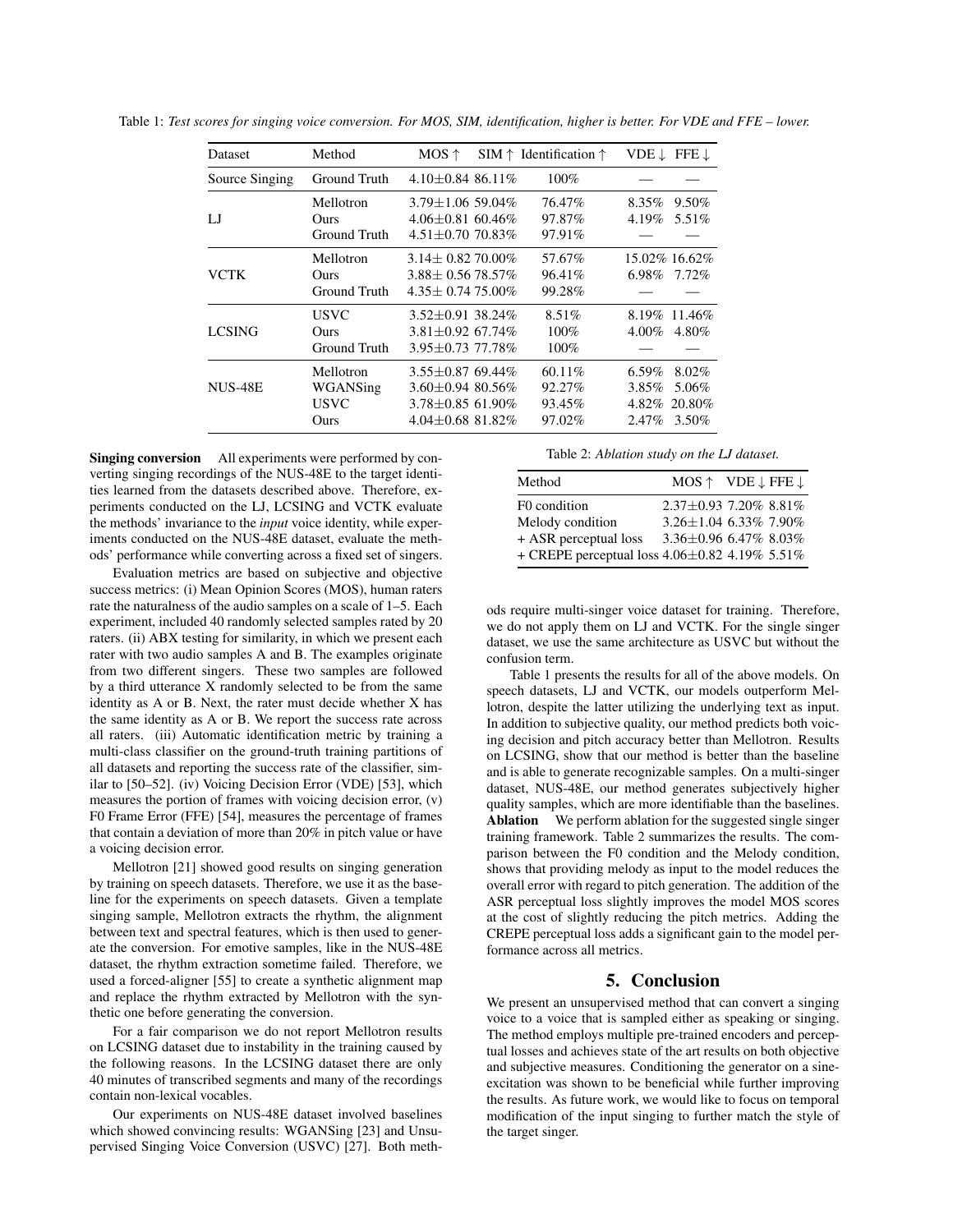Table 1: *Test scores for singing voice conversion. For MOS, SIM, identification, higher is better. For VDE and FFE – lower.*

| Dataset | Method | MOS ↑ | SIM ↑ | Identification ↑ | VDE ↓ | FFE ↓ |
|---|---|---|---|---|---|---|
| Source Singing | Ground Truth | 4.10±0.84 | 86.11% | 100% | — | — |
| LJ | Mellotron | 3.79±1.06 | 59.04% | 76.47% | 8.35% | 9.50% |
| | Ours | 4.06±0.81 | 60.46% | 97.87% | 4.19% | 5.51% |
| | Ground Truth | 4.51±0.70 | 70.83% | 97.91% | — | — |
| VCTK | Mellotron | 3.14± 0.82 | 70.00% | 57.67% | 15.02% | 16.62% |
| | Ours | 3.88± 0.56 | 78.57% | 96.41% | 6.98% | 7.72% |
| | Ground Truth | 4.35± 0.74 | 75.00% | 99.28% | — | — |
| LCSING | USVC | 3.52±0.91 | 38.24% | 8.51% | 8.19% | 11.46% |
| | Ours | 3.81±0.92 | 67.74% | 100% | 4.00% | 4.80% |
| | Ground Truth | 3.95±0.73 | 77.78% | 100% | — | — |
| NUS-48E | Mellotron | 3.55±0.87 | 69.44% | 60.11% | 6.59% | 8.02% |
| | WGANSing | 3.60±0.94 | 80.56% | 92.27% | 3.85% | 5.06% |
| | USVC | 3.78±0.85 | 61.90% | 93.45% | 4.82% | 20.80% |
| | Ours | 4.04±0.68 | 81.82% | 97.02% | 2.47% | 3.50% |

**Singing conversion** All experiments were performed by converting singing recordings of the NUS-48E to the target identities learned from the datasets described above. Therefore, experiments conducted on the LJ, LCSING and VCTK evaluate the methods' invariance to the *input* voice identity, while experiments conducted on the NUS-48E dataset, evaluate the methods' performance while converting across a fixed set of singers.

Evaluation metrics are based on subjective and objective success metrics: (i) Mean Opinion Scores (MOS), human raters rate the naturalness of the audio samples on a scale of 1–5. Each experiment, included 40 randomly selected samples rated by 20 raters. (ii) ABX testing for similarity, in which we present each rater with two audio samples A and B. The examples originate from two different singers. These two samples are followed by a third utterance X randomly selected to be from the same identity as A or B. Next, the rater must decide whether X has the same identity as A or B. We report the success rate across all raters. (iii) Automatic identification metric by training a multi-class classifier on the ground-truth training partitions of all datasets and reporting the success rate of the classifier, similar to [50–52]. (iv) Voicing Decision Error (VDE) [53], which measures the portion of frames with voicing decision error, (v) F0 Frame Error (FFE) [54], measures the percentage of frames that contain a deviation of more than 20% in pitch value or have a voicing decision error.

Mellotron [21] showed good results on singing generation by training on speech datasets. Therefore, we use it as the baseline for the experiments on speech datasets. Given a template singing sample, Mellotron extracts the rhythm, the alignment between text and spectral features, which is then used to generate the conversion. For emotive samples, like in the NUS-48E dataset, the rhythm extraction sometime failed. Therefore, we used a forced-aligner [55] to create a synthetic alignment map and replace the rhythm extracted by Mellotron with the synthetic one before generating the conversion.

For a fair comparison we do not report Mellotron results on LCSING dataset due to instability in the training caused by the following reasons. In the LCSING dataset there are only 40 minutes of transcribed segments and many of the recordings contain non-lexical vocables.

Our experiments on NUS-48E dataset involved baselines which showed convincing results: WGANSing [23] and Unsupervised Singing Voice Conversion (USVC) [27]. Both methods require multi-singer voice dataset for training. Therefore, we do not apply them on LJ and VCTK. For the single singer dataset, we use the same architecture as USVC but without the confusion term.

Table 2: *Ablation study on the LJ dataset.*

| Method | MOS ↑ | VDE ↓ | FFE ↓ |
|---|---|---|---|
| F0 condition | 2.37±0.93 | 7.20% | 8.81% |
| Melody condition | 3.26±1.04 | 6.33% | 7.90% |
| + ASR perceptual loss | 3.36±0.96 | 6.47% | 8.03% |
| + CREPE perceptual loss | 4.06±0.82 | 4.19% | 5.51% |

Table 1 presents the results for all of the above models. On speech datasets, LJ and VCTK, our models outperform Mellotron, despite the latter utilizing the underlying text as input. In addition to subjective quality, our method predicts both voicing decision and pitch accuracy better than Mellotron. Results on LCSING, show that our method is better than the baseline and is able to generate recognizable samples. On a multi-singer dataset, NUS-48E, our method generates subjectively higher quality samples, which are more identifiable than the baselines.

**Ablation** We perform ablation for the suggested single singer training framework. Table 2 summarizes the results. The comparison between the F0 condition and the Melody condition, shows that providing melody as input to the model reduces the overall error with regard to pitch generation. The addition of the ASR perceptual loss slightly improves the model MOS scores at the cost of slightly reducing the pitch metrics. Adding the CREPE perceptual loss adds a significant gain to the model performance across all metrics.

## 5. Conclusion

We present an unsupervised method that can convert a singing voice to a voice that is sampled either as speaking or singing. The method employs multiple pre-trained encoders and perceptual losses and achieves state of the art results on both objective and subjective measures. Conditioning the generator on a sine-excitation was shown to be beneficial while further improving the results. As future work, we would like to focus on temporal modification of the input singing to further match the style of the target singer.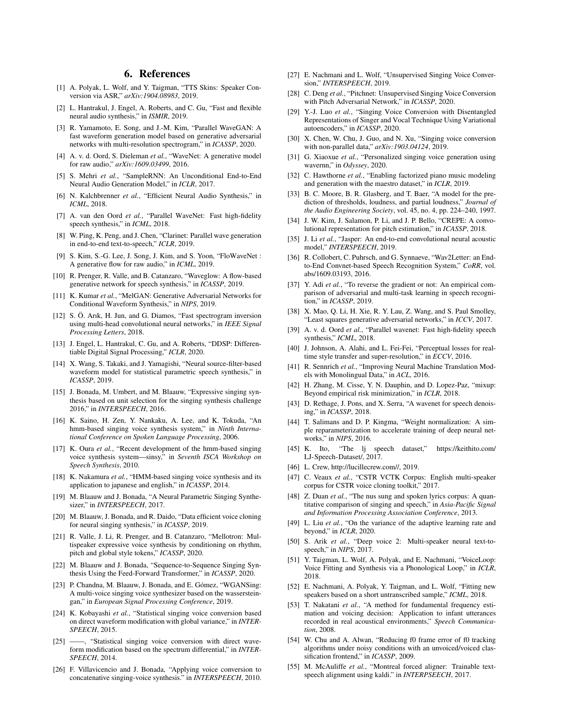## 6. References

[1] A. Polyak, L. Wolf, and Y. Taigman, "TTS Skins: Speaker Conversion via ASR," *arXiv:1904.08983*, 2019.

[2] L. Hantrakul, J. Engel, A. Roberts, and C. Gu, "Fast and flexible neural audio synthesis," in *ISMIR*, 2019.

[3] R. Yamamoto, E. Song, and J.-M. Kim, "Parallel WaveGAN: A fast waveform generation model based on generative adversarial networks with multi-resolution spectrogram," in *ICASSP*, 2020.

[4] A. v. d. Oord, S. Dieleman *et al.*, "WaveNet: A generative model for raw audio," *arXiv:1609.03499*, 2016.

[5] S. Mehri *et al.*, "SampleRNN: An Unconditional End-to-End Neural Audio Generation Model," in *ICLR*, 2017.

[6] N. Kalchbrenner *et al.*, "Efficient Neural Audio Synthesis," in *ICML*, 2018.

[7] A. van den Oord *et al.*, "Parallel WaveNet: Fast high-fidelity speech synthesis," in *ICML*, 2018.

[8] W. Ping, K. Peng, and J. Chen, "Clarinet: Parallel wave generation in end-to-end text-to-speech," *ICLR*, 2019.

[9] S. Kim, S.-G. Lee, J. Song, J. Kim, and S. Yoon, "FloWaveNet : A generative flow for raw audio," in *ICML*, 2019.

[10] R. Prenger, R. Valle, and B. Catanzaro, "Waveglow: A flow-based generative network for speech synthesis," in *ICASSP*, 2019.

[11] K. Kumar *et al.*, "MelGAN: Generative Adversarial Networks for Conditional Waveform Synthesis," in *NIPS*, 2019.

[12] S. Ö. Arık, H. Jun, and G. Diamos, "Fast spectrogram inversion using multi-head convolutional neural networks," in *IEEE Signal Processing Letters*, 2018.

[13] J. Engel, L. Hantrakul, C. Gu, and A. Roberts, "DDSP: Differentiable Digital Signal Processing," *ICLR*, 2020.

[14] X. Wang, S. Takaki, and J. Yamagishi, "Neural source-filter-based waveform model for statistical parametric speech synthesis," in *ICASSP*, 2019.

[15] J. Bonada, M. Umbert, and M. Blaauw, "Expressive singing synthesis based on unit selection for the singing synthesis challenge 2016," in *INTERSPEECH*, 2016.

[16] K. Saino, H. Zen, Y. Nankaku, A. Lee, and K. Tokuda, "An hmm-based singing voice synthesis system," in *Ninth International Conference on Spoken Language Processing*, 2006.

[17] K. Oura *et al.*, "Recent development of the hmm-based singing voice synthesis system—sinsy," in *Seventh ISCA Workshop on Speech Synthesis*, 2010.

[18] K. Nakamura *et al.*, "HMM-based singing voice synthesis and its application to japanese and english," in *ICASSP*, 2014.

[19] M. Blaauw and J. Bonada, "A Neural Parametric Singing Synthesizer," in *INTERSPEECH*, 2017.

[20] M. Blaauw, J. Bonada, and R. Daido, "Data efficient voice cloning for neural singing synthesis," in *ICASSP*, 2019.

[21] R. Valle, J. Li, R. Prenger, and B. Catanzaro, "Mellotron: Multispeaker expressive voice synthesis by conditioning on rhythm, pitch and global style tokens," *ICASSP*, 2020.

[22] M. Blaauw and J. Bonada, "Sequence-to-Sequence Singing Synthesis Using the Feed-Forward Transformer," in *ICASSP*, 2020.

[23] P. Chandna, M. Blaauw, J. Bonada, and E. Gómez, "WGANSing: A multi-voice singing voice synthesizer based on the wassersteingan," in *European Signal Processing Conference*, 2019.

[24] K. Kobayashi *et al.*, "Statistical singing voice conversion based on direct waveform modification with global variance," in *INTERSPEECH*, 2015.

[25] ——, "Statistical singing voice conversion with direct waveform modification based on the spectrum differential," in *INTERSPEECH*, 2014.

[26] F. Villavicencio and J. Bonada, "Applying voice conversion to concatenative singing-voice synthesis." in *INTERSPEECH*, 2010.

[27] E. Nachmani and L. Wolf, "Unsupervised Singing Voice Conversion," *INTERSPEECH*, 2019.

[28] C. Deng *et al.*, "Pitchnet: Unsupervised Singing Voice Conversion with Pitch Adversarial Network," in *ICASSP*, 2020.

[29] Y.-J. Luo *et al.*, "Singing Voice Conversion with Disentangled Representations of Singer and Vocal Technique Using Variational autoencoders," in *ICASSP*, 2020.

[30] X. Chen, W. Chu, J. Guo, and N. Xu, "Singing voice conversion with non-parallel data," *arXiv:1903.04124*, 2019.

[31] G. Xiaoxue *et al.*, "Personalized singing voice generation using wavernn," in *Odyssey*, 2020.

[32] C. Hawthorne *et al.*, "Enabling factorized piano music modeling and generation with the maestro dataset," in *ICLR*, 2019.

[33] B. C. Moore, B. R. Glasberg, and T. Baer, "A model for the prediction of thresholds, loudness, and partial loudness," *Journal of the Audio Engineering Society*, vol. 45, no. 4, pp. 224–240, 1997.

[34] J. W. Kim, J. Salamon, P. Li, and J. P. Bello, "CREPE: A convolutional representation for pitch estimation," in *ICASSP*, 2018.

[35] J. Li *et al.*, "Jasper: An end-to-end convolutional neural acoustic model," *INTERSPEECH*, 2019.

[36] R. Collobert, C. Puhrsch, and G. Synnaeve, "Wav2Letter: an End-to-End Convnet-based Speech Recognition System," *CoRR*, vol. abs/1609.03193, 2016.

[37] Y. Adi *et al.*, "To reverse the gradient or not: An empirical comparison of adversarial and multi-task learning in speech recognition," in *ICASSP*, 2019.

[38] X. Mao, Q. Li, H. Xie, R. Y. Lau, Z. Wang, and S. Paul Smolley, "Least squares generative adversarial networks," in *ICCV*, 2017.

[39] A. v. d. Oord *et al.*, "Parallel wavenet: Fast high-fidelity speech synthesis," *ICML*, 2018.

[40] J. Johnson, A. Alahi, and L. Fei-Fei, "Perceptual losses for real-time style transfer and super-resolution," in *ECCV*, 2016.

[41] R. Sennrich *et al.*, "Improving Neural Machine Translation Models with Monolingual Data," in *ACL*, 2016.

[42] H. Zhang, M. Cisse, Y. N. Dauphin, and D. Lopez-Paz, "mixup: Beyond empirical risk minimization," in *ICLR*, 2018.

[43] D. Rethage, J. Pons, and X. Serra, "A wavenet for speech denoising," in *ICASSP*, 2018.

[44] T. Salimans and D. P. Kingma, "Weight normalization: A simple reparameterization to accelerate training of deep neural networks," in *NIPS*, 2016.

[45] K. Ito, "The lj speech dataset," https://keithito.com/LJ-Speech-Dataset/, 2017.

[46] L. Crew, http://lucillecrew.com//, 2019.

[47] C. Veaux *et al.*, "CSTR VCTK Corpus: English multi-speaker corpus for CSTR voice cloning toolkit," 2017.

[48] Z. Duan *et al.*, "The nus sung and spoken lyrics corpus: A quantitative comparison of singing and speech," in *Asia-Pacific Signal and Information Processing Association Conference*, 2013.

[49] L. Liu *et al.*, "On the variance of the adaptive learning rate and beyond," in *ICLR*, 2020.

[50] S. Arik *et al.*, "Deep voice 2: Multi-speaker neural text-to-speech," in *NIPS*, 2017.

[51] Y. Taigman, L. Wolf, A. Polyak, and E. Nachmani, "VoiceLoop: Voice Fitting and Synthesis via a Phonological Loop," in *ICLR*, 2018.

[52] E. Nachmani, A. Polyak, Y. Taigman, and L. Wolf, "Fitting new speakers based on a short untranscribed sample," *ICML*, 2018.

[53] T. Nakatani *et al.*, "A method for fundamental frequency estimation and voicing decision: Application to infant utterances recorded in real acoustical environments," *Speech Communication*, 2008.

[54] W. Chu and A. Alwan, "Reducing f0 frame error of f0 tracking algorithms under noisy conditions with an unvoiced/voiced classification frontend," in *ICASSP*, 2009.

[55] M. McAuliffe *et al.*, "Montreal forced aligner: Trainable text-speech alignment using kaldi." in *INTERPSEECH*, 2017.